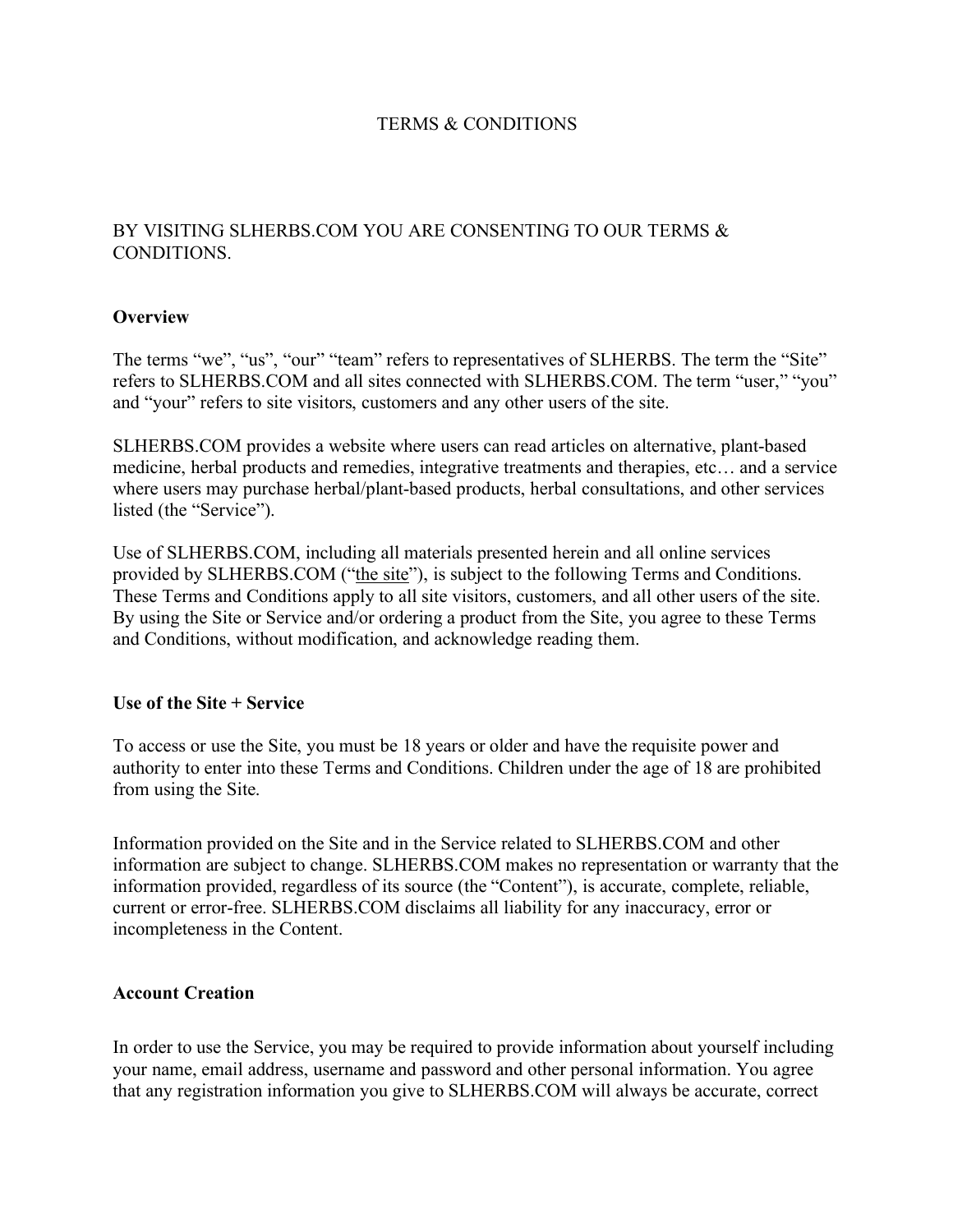# TERMS & CONDITIONS

BY VISITING SLHERBS.COM YOU ARE CONSENTING TO OUR TERMS & CONDITIONS.

**Overview**

The terms “we”, “us”, “our” “team” refers to representatives of SLHERBS. The term the “Site” refers to SLHERBS.COM and all sites connected with SLHERBS.COM. The term “user,” “you” and “your” refers to site visitors, customers and any other users of the site.

SLHERBS.COM provides a website where users can read articles on alternative, plant-based medicine, herbal products and remedies, integrative treatments and therapies, etc… and a service where users may purchase herbal/plant-based products, herbal consultations, and other services listed (the “Service”).

Use of SLHERBS.COM, including all materials presented herein and all online services provided by SLHERBS.COM (“the site”), is subject to the following Terms and Conditions. These Terms and Conditions apply to all site visitors, customers, and all other users of the site. By using the Site or Service and/or ordering a product from the Site, you agree to these Terms and Conditions, without modification, and acknowledge reading them.

**Use of the Site + Service**

To access or use the Site, you must be 18 years or older and have the requisite power and authority to enter into these Terms and Conditions. Children under the age of 18 are prohibited from using the Site.

Information provided on the Site and in the Service related to SLHERBS.COM and other information are subject to change. SLHERBS.COM makes no representation or warranty that the information provided, regardless of its source (the “Content”), is accurate, complete, reliable, current or error-free. SLHERBS.COM disclaims all liability for any inaccuracy, error or incompleteness in the Content.

**Account Creation**

In order to use the Service, you may be required to provide information about yourself including your name, email address, username and password and other personal information. You agree that any registration information you give to SLHERBS.COM will always be accurate, correct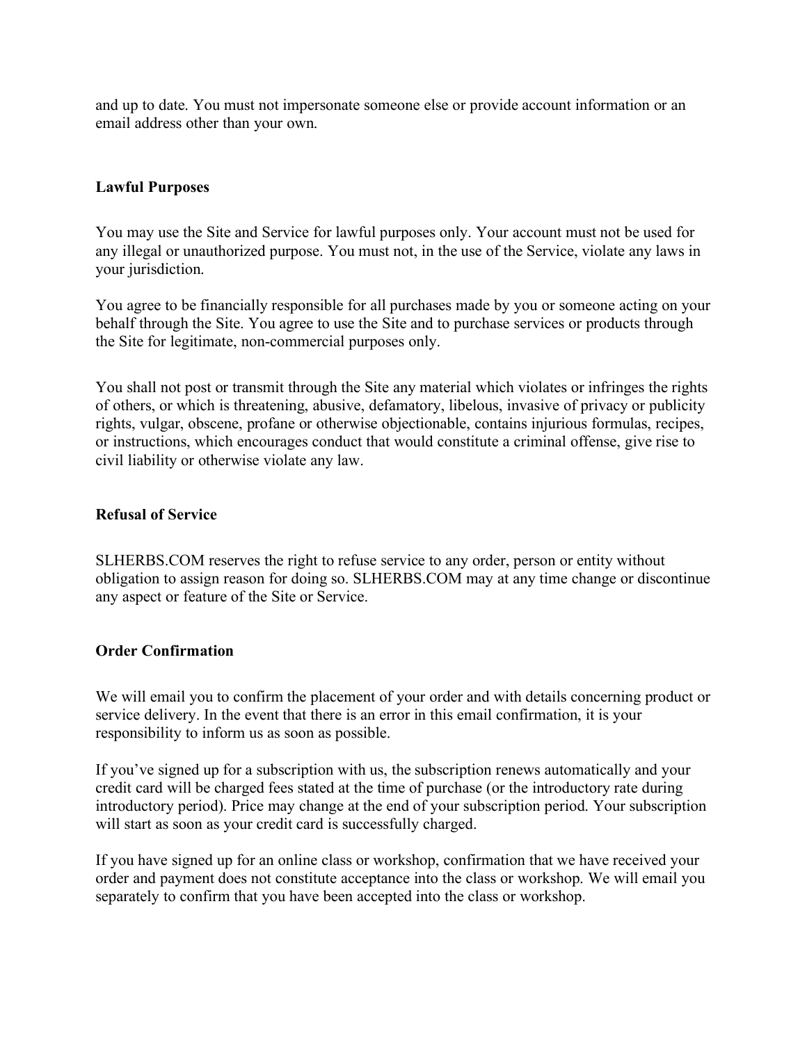and up to date. You must not impersonate someone else or provide account information or an email address other than your own.

**Lawful Purposes**

You may use the Site and Service for lawful purposes only. Your account must not be used for any illegal or unauthorized purpose. You must not, in the use of the Service, violate any laws in your jurisdiction.

You agree to be financially responsible for all purchases made by you or someone acting on your behalf through the Site. You agree to use the Site and to purchase services or products through the Site for legitimate, non-commercial purposes only.

You shall not post or transmit through the Site any material which violates or infringes the rights of others, or which is threatening, abusive, defamatory, libelous, invasive of privacy or publicity rights, vulgar, obscene, profane or otherwise objectionable, contains injurious formulas, recipes, or instructions, which encourages conduct that would constitute a criminal offense, give rise to civil liability or otherwise violate any law.

**Refusal of Service**

SLHERBS.COM reserves the right to refuse service to any order, person or entity without obligation to assign reason for doing so. SLHERBS.COM may at any time change or discontinue any aspect or feature of the Site or Service.

**Order Confirmation**

We will email you to confirm the placement of your order and with details concerning product or service delivery. In the event that there is an error in this email confirmation, it is your responsibility to inform us as soon as possible.

If you've signed up for a subscription with us, the subscription renews automatically and your credit card will be charged fees stated at the time of purchase (or the introductory rate during introductory period). Price may change at the end of your subscription period. Your subscription will start as soon as your credit card is successfully charged.

If you have signed up for an online class or workshop, confirmation that we have received your order and payment does not constitute acceptance into the class or workshop. We will email you separately to confirm that you have been accepted into the class or workshop.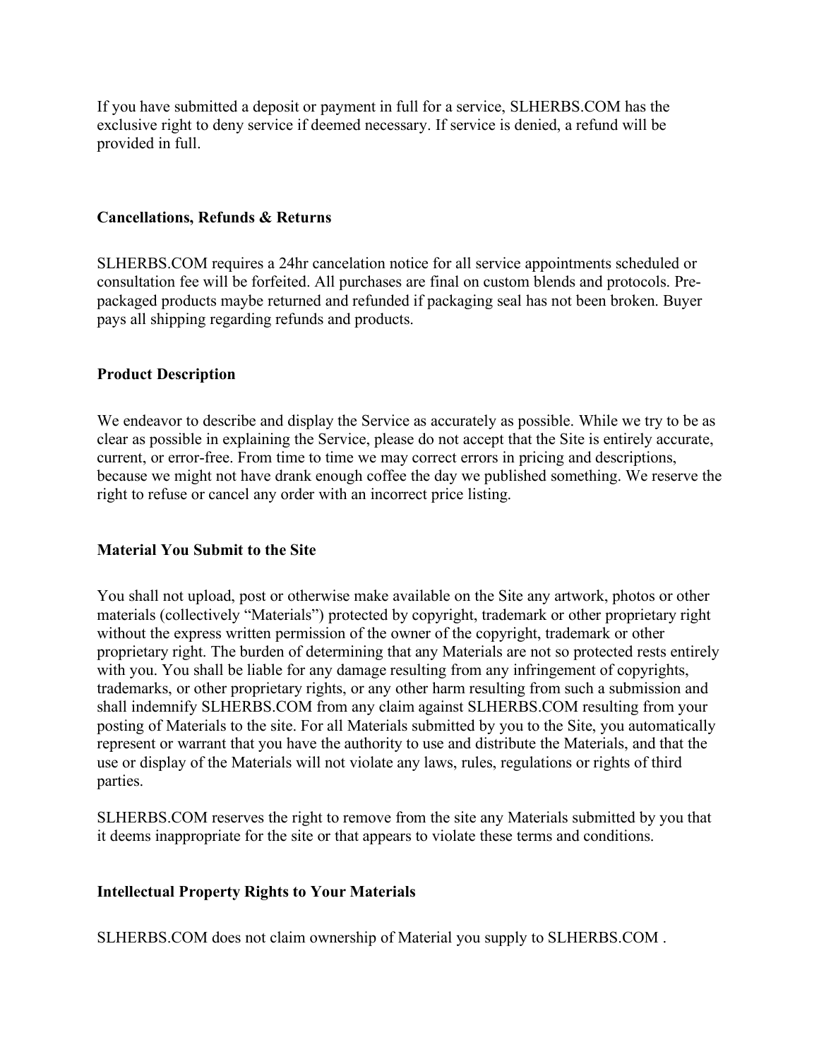If you have submitted a deposit or payment in full for a service, SLHERBS.COM has the exclusive right to deny service if deemed necessary. If service is denied, a refund will be provided in full.

### Cancellations, Refunds & Returns

SLHERBS.COM requires a 24hr cancelation notice for all service appointments scheduled or consultation fee will be forfeited. All purchases are final on custom blends and protocols. Pre-packaged products maybe returned and refunded if packaging seal has not been broken. Buyer pays all shipping regarding refunds and products.

### Product Description

We endeavor to describe and display the Service as accurately as possible. While we try to be as clear as possible in explaining the Service, please do not accept that the Site is entirely accurate, current, or error-free. From time to time we may correct errors in pricing and descriptions, because we might not have drank enough coffee the day we published something. We reserve the right to refuse or cancel any order with an incorrect price listing.

### Material You Submit to the Site

You shall not upload, post or otherwise make available on the Site any artwork, photos or other materials (collectively "Materials") protected by copyright, trademark or other proprietary right without the express written permission of the owner of the copyright, trademark or other proprietary right. The burden of determining that any Materials are not so protected rests entirely with you. You shall be liable for any damage resulting from any infringement of copyrights, trademarks, or other proprietary rights, or any other harm resulting from such a submission and shall indemnify SLHERBS.COM from any claim against SLHERBS.COM resulting from your posting of Materials to the site. For all Materials submitted by you to the Site, you automatically represent or warrant that you have the authority to use and distribute the Materials, and that the use or display of the Materials will not violate any laws, rules, regulations or rights of third parties.

SLHERBS.COM reserves the right to remove from the site any Materials submitted by you that it deems inappropriate for the site or that appears to violate these terms and conditions.

### Intellectual Property Rights to Your Materials

SLHERBS.COM does not claim ownership of Material you supply to SLHERBS.COM .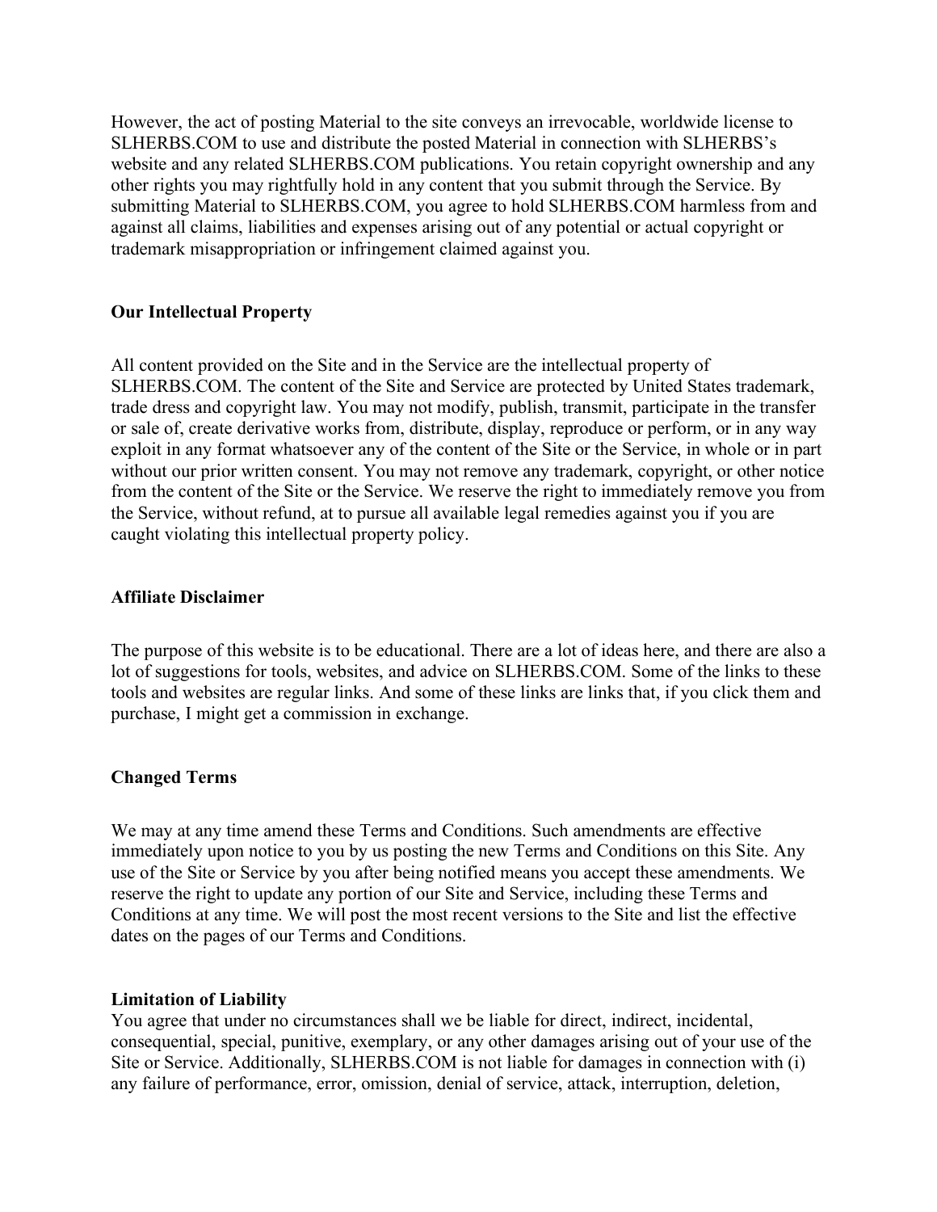However, the act of posting Material to the site conveys an irrevocable, worldwide license to SLHERBS.COM to use and distribute the posted Material in connection with SLHERBS's website and any related SLHERBS.COM publications. You retain copyright ownership and any other rights you may rightfully hold in any content that you submit through the Service. By submitting Material to SLHERBS.COM, you agree to hold SLHERBS.COM harmless from and against all claims, liabilities and expenses arising out of any potential or actual copyright or trademark misappropriation or infringement claimed against you.

**Our Intellectual Property**

All content provided on the Site and in the Service are the intellectual property of SLHERBS.COM. The content of the Site and Service are protected by United States trademark, trade dress and copyright law. You may not modify, publish, transmit, participate in the transfer or sale of, create derivative works from, distribute, display, reproduce or perform, or in any way exploit in any format whatsoever any of the content of the Site or the Service, in whole or in part without our prior written consent. You may not remove any trademark, copyright, or other notice from the content of the Site or the Service. We reserve the right to immediately remove you from the Service, without refund, at to pursue all available legal remedies against you if you are caught violating this intellectual property policy.

**Affiliate Disclaimer**

The purpose of this website is to be educational. There are a lot of ideas here, and there are also a lot of suggestions for tools, websites, and advice on SLHERBS.COM. Some of the links to these tools and websites are regular links. And some of these links are links that, if you click them and purchase, I might get a commission in exchange.

**Changed Terms**

We may at any time amend these Terms and Conditions. Such amendments are effective immediately upon notice to you by us posting the new Terms and Conditions on this Site. Any use of the Site or Service by you after being notified means you accept these amendments. We reserve the right to update any portion of our Site and Service, including these Terms and Conditions at any time. We will post the most recent versions to the Site and list the effective dates on the pages of our Terms and Conditions.

**Limitation of Liability**

You agree that under no circumstances shall we be liable for direct, indirect, incidental, consequential, special, punitive, exemplary, or any other damages arising out of your use of the Site or Service. Additionally, SLHERBS.COM is not liable for damages in connection with (i) any failure of performance, error, omission, denial of service, attack, interruption, deletion,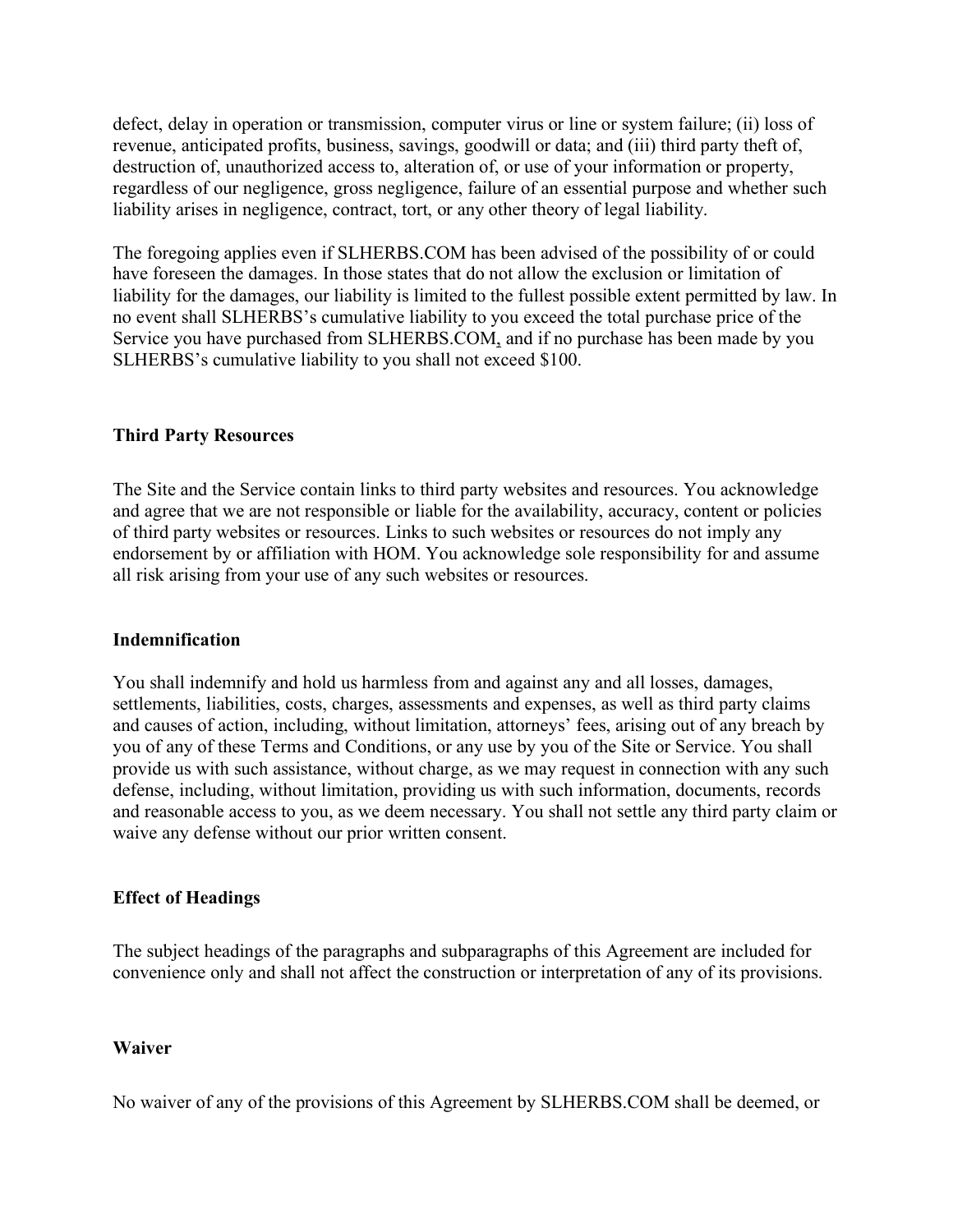defect, delay in operation or transmission, computer virus or line or system failure; (ii) loss of revenue, anticipated profits, business, savings, goodwill or data; and (iii) third party theft of, destruction of, unauthorized access to, alteration of, or use of your information or property, regardless of our negligence, gross negligence, failure of an essential purpose and whether such liability arises in negligence, contract, tort, or any other theory of legal liability.

The foregoing applies even if SLHERBS.COM has been advised of the possibility of or could have foreseen the damages. In those states that do not allow the exclusion or limitation of liability for the damages, our liability is limited to the fullest possible extent permitted by law. In no event shall SLHERBS's cumulative liability to you exceed the total purchase price of the Service you have purchased from SLHERBS.COM, and if no purchase has been made by you SLHERBS's cumulative liability to you shall not exceed $100.

**Third Party Resources**

The Site and the Service contain links to third party websites and resources. You acknowledge and agree that we are not responsible or liable for the availability, accuracy, content or policies of third party websites or resources. Links to such websites or resources do not imply any endorsement by or affiliation with HOM. You acknowledge sole responsibility for and assume all risk arising from your use of any such websites or resources.

**Indemnification**

You shall indemnify and hold us harmless from and against any and all losses, damages, settlements, liabilities, costs, charges, assessments and expenses, as well as third party claims and causes of action, including, without limitation, attorneys' fees, arising out of any breach by you of any of these Terms and Conditions, or any use by you of the Site or Service. You shall provide us with such assistance, without charge, as we may request in connection with any such defense, including, without limitation, providing us with such information, documents, records and reasonable access to you, as we deem necessary. You shall not settle any third party claim or waive any defense without our prior written consent.

**Effect of Headings**

The subject headings of the paragraphs and subparagraphs of this Agreement are included for convenience only and shall not affect the construction or interpretation of any of its provisions.

**Waiver**

No waiver of any of the provisions of this Agreement by SLHERBS.COM shall be deemed, or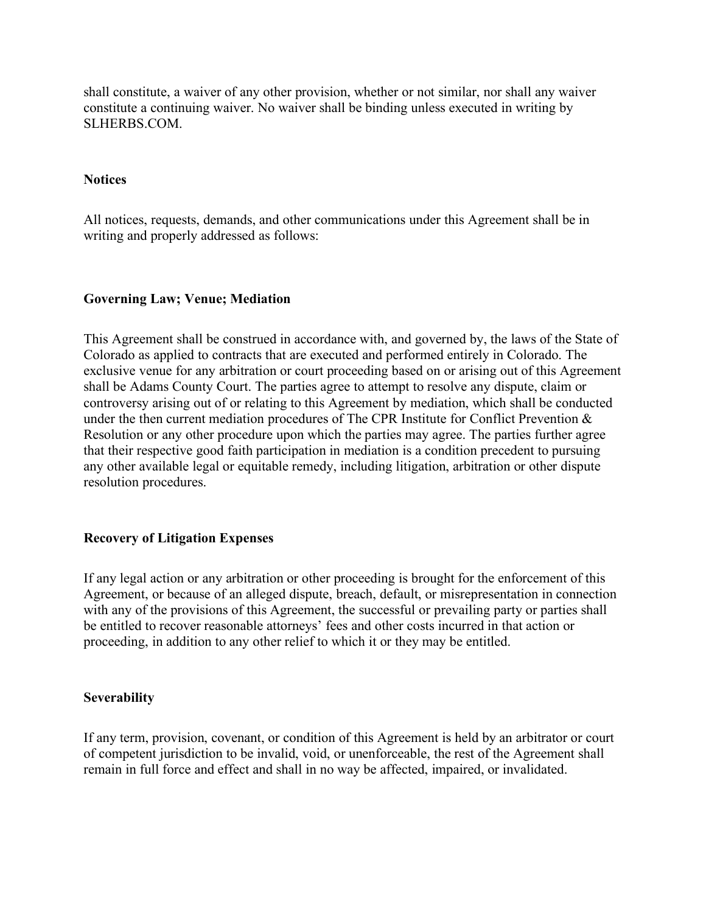shall constitute, a waiver of any other provision, whether or not similar, nor shall any waiver constitute a continuing waiver. No waiver shall be binding unless executed in writing by SLHERBS.COM.

**Notices**

All notices, requests, demands, and other communications under this Agreement shall be in writing and properly addressed as follows:

**Governing Law; Venue; Mediation**

This Agreement shall be construed in accordance with, and governed by, the laws of the State of Colorado as applied to contracts that are executed and performed entirely in Colorado. The exclusive venue for any arbitration or court proceeding based on or arising out of this Agreement shall be Adams County Court. The parties agree to attempt to resolve any dispute, claim or controversy arising out of or relating to this Agreement by mediation, which shall be conducted under the then current mediation procedures of The CPR Institute for Conflict Prevention & Resolution or any other procedure upon which the parties may agree. The parties further agree that their respective good faith participation in mediation is a condition precedent to pursuing any other available legal or equitable remedy, including litigation, arbitration or other dispute resolution procedures.

**Recovery of Litigation Expenses**

If any legal action or any arbitration or other proceeding is brought for the enforcement of this Agreement, or because of an alleged dispute, breach, default, or misrepresentation in connection with any of the provisions of this Agreement, the successful or prevailing party or parties shall be entitled to recover reasonable attorneys' fees and other costs incurred in that action or proceeding, in addition to any other relief to which it or they may be entitled.

**Severability**

If any term, provision, covenant, or condition of this Agreement is held by an arbitrator or court of competent jurisdiction to be invalid, void, or unenforceable, the rest of the Agreement shall remain in full force and effect and shall in no way be affected, impaired, or invalidated.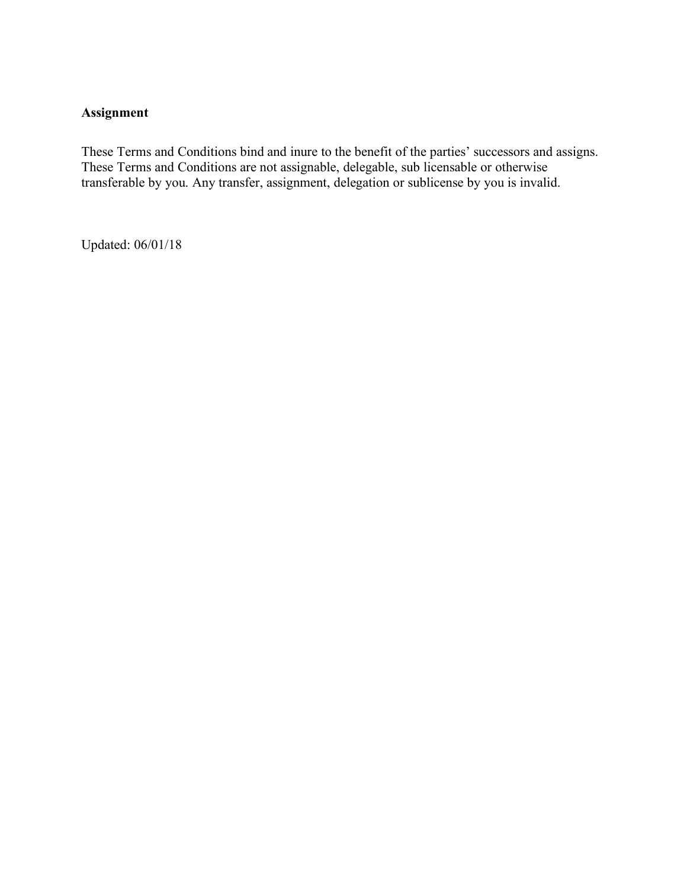**Assignment**

These Terms and Conditions bind and inure to the benefit of the parties' successors and assigns. These Terms and Conditions are not assignable, delegable, sub licensable or otherwise transferable by you. Any transfer, assignment, delegation or sublicense by you is invalid.

Updated: 06/01/18